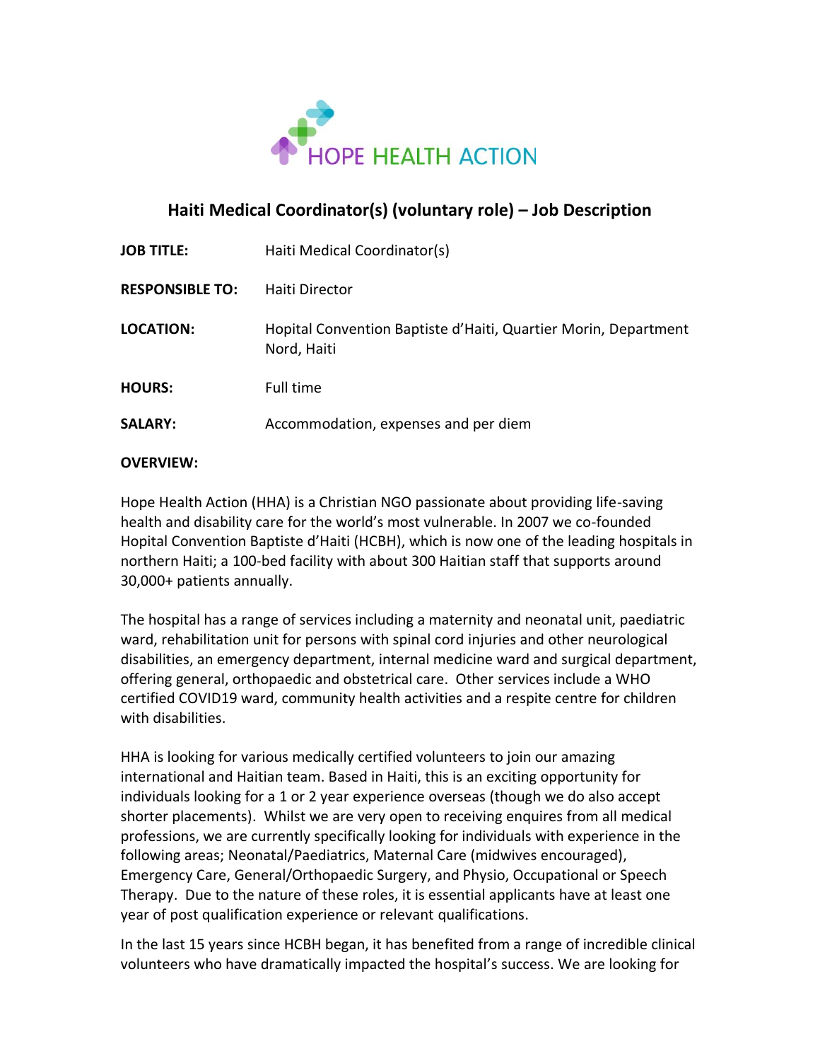HOPE HEALTH ACTION

# Haiti Medical Coordinator(s) (voluntary role) – Job Description

**JOB TITLE:** Haiti Medical Coordinator(s)

**RESPONSIBLE TO:** Haiti Director

**LOCATION:** Hopital Convention Baptiste d'Haiti, Quartier Morin, Department Nord, Haiti

**HOURS:** Full time

**SALARY:** Accommodation, expenses and per diem

**OVERVIEW:**

Hope Health Action (HHA) is a Christian NGO passionate about providing life-saving health and disability care for the world's most vulnerable. In 2007 we co-founded Hopital Convention Baptiste d'Haiti (HCBH), which is now one of the leading hospitals in northern Haiti; a 100-bed facility with about 300 Haitian staff that supports around 30,000+ patients annually.

The hospital has a range of services including a maternity and neonatal unit, paediatric ward, rehabilitation unit for persons with spinal cord injuries and other neurological disabilities, an emergency department, internal medicine ward and surgical department, offering general, orthopaedic and obstetrical care. Other services include a WHO certified COVID19 ward, community health activities and a respite centre for children with disabilities.

HHA is looking for various medically certified volunteers to join our amazing international and Haitian team. Based in Haiti, this is an exciting opportunity for individuals looking for a 1 or 2 year experience overseas (though we do also accept shorter placements). Whilst we are very open to receiving enquires from all medical professions, we are currently specifically looking for individuals with experience in the following areas; Neonatal/Paediatrics, Maternal Care (midwives encouraged), Emergency Care, General/Orthopaedic Surgery, and Physio, Occupational or Speech Therapy. Due to the nature of these roles, it is essential applicants have at least one year of post qualification experience or relevant qualifications.

In the last 15 years since HCBH began, it has benefited from a range of incredible clinical volunteers who have dramatically impacted the hospital's success. We are looking for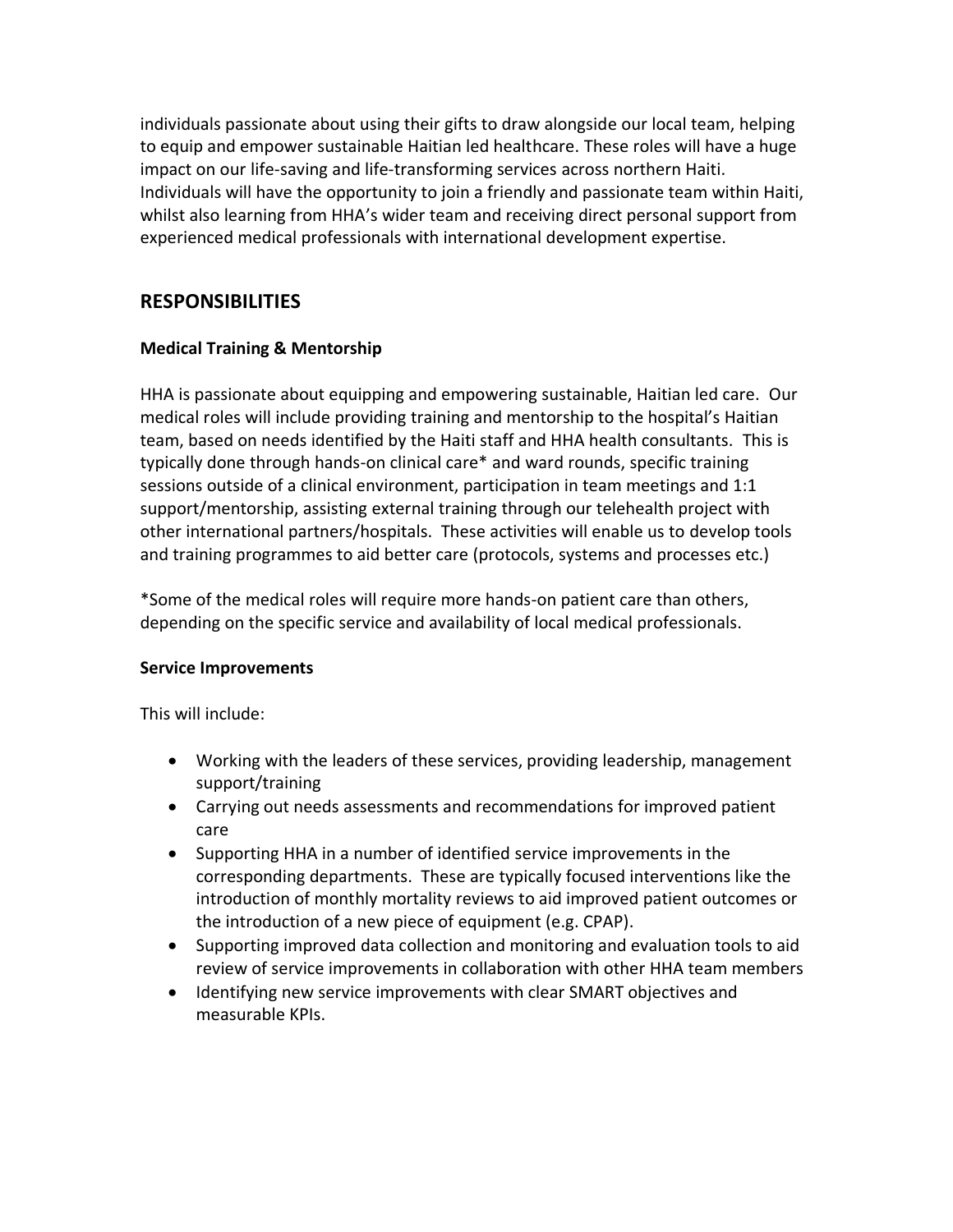individuals passionate about using their gifts to draw alongside our local team, helping to equip and empower sustainable Haitian led healthcare. These roles will have a huge impact on our life-saving and life-transforming services across northern Haiti. Individuals will have the opportunity to join a friendly and passionate team within Haiti, whilst also learning from HHA's wider team and receiving direct personal support from experienced medical professionals with international development expertise.

## RESPONSIBILITIES

**Medical Training & Mentorship**

HHA is passionate about equipping and empowering sustainable, Haitian led care. Our medical roles will include providing training and mentorship to the hospital's Haitian team, based on needs identified by the Haiti staff and HHA health consultants. This is typically done through hands-on clinical care* and ward rounds, specific training sessions outside of a clinical environment, participation in team meetings and 1:1 support/mentorship, assisting external training through our telehealth project with other international partners/hospitals. These activities will enable us to develop tools and training programmes to aid better care (protocols, systems and processes etc.)

*Some of the medical roles will require more hands-on patient care than others, depending on the specific service and availability of local medical professionals.

**Service Improvements**

This will include:

- Working with the leaders of these services, providing leadership, management support/training
- Carrying out needs assessments and recommendations for improved patient care
- Supporting HHA in a number of identified service improvements in the corresponding departments. These are typically focused interventions like the introduction of monthly mortality reviews to aid improved patient outcomes or the introduction of a new piece of equipment (e.g. CPAP).
- Supporting improved data collection and monitoring and evaluation tools to aid review of service improvements in collaboration with other HHA team members
- Identifying new service improvements with clear SMART objectives and measurable KPIs.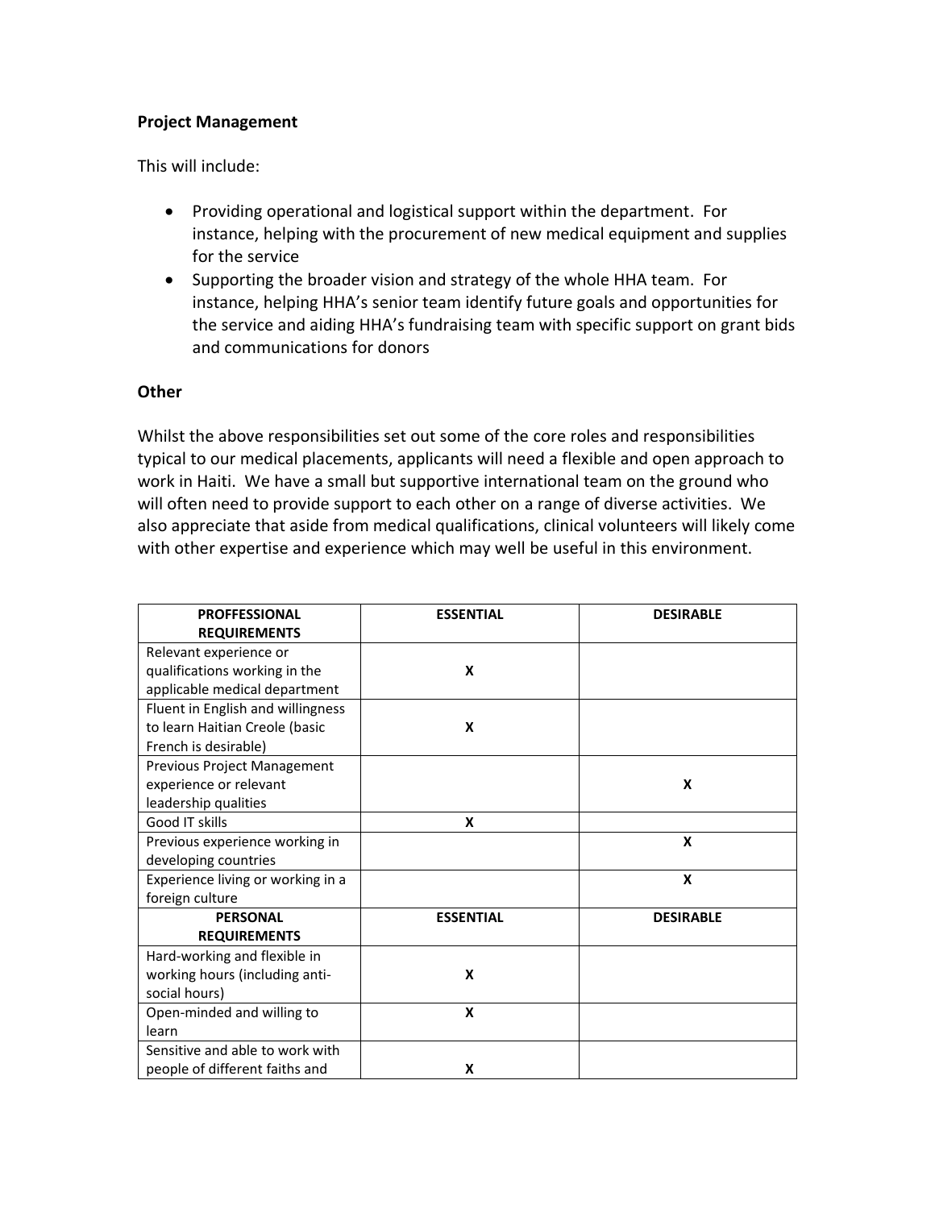**Project Management**

This will include:

- Providing operational and logistical support within the department. For instance, helping with the procurement of new medical equipment and supplies for the service
- Supporting the broader vision and strategy of the whole HHA team. For instance, helping HHA's senior team identify future goals and opportunities for the service and aiding HHA's fundraising team with specific support on grant bids and communications for donors

**Other**

Whilst the above responsibilities set out some of the core roles and responsibilities typical to our medical placements, applicants will need a flexible and open approach to work in Haiti. We have a small but supportive international team on the ground who will often need to provide support to each other on a range of diverse activities. We also appreciate that aside from medical qualifications, clinical volunteers will likely come with other expertise and experience which may well be useful in this environment.

| PROFFESSIONAL REQUIREMENTS | ESSENTIAL | DESIRABLE |
|---|---|---|
| Relevant experience or qualifications working in the applicable medical department | X | |
| Fluent in English and willingness to learn Haitian Creole (basic French is desirable) | X | |
| Previous Project Management experience or relevant leadership qualities | | X |
| Good IT skills | X | |
| Previous experience working in developing countries | | X |
| Experience living or working in a foreign culture | | X |
| **PERSONAL REQUIREMENTS** | **ESSENTIAL** | **DESIRABLE** |
| Hard-working and flexible in working hours (including anti-social hours) | X | |
| Open-minded and willing to learn | X | |
| Sensitive and able to work with people of different faiths and | X | |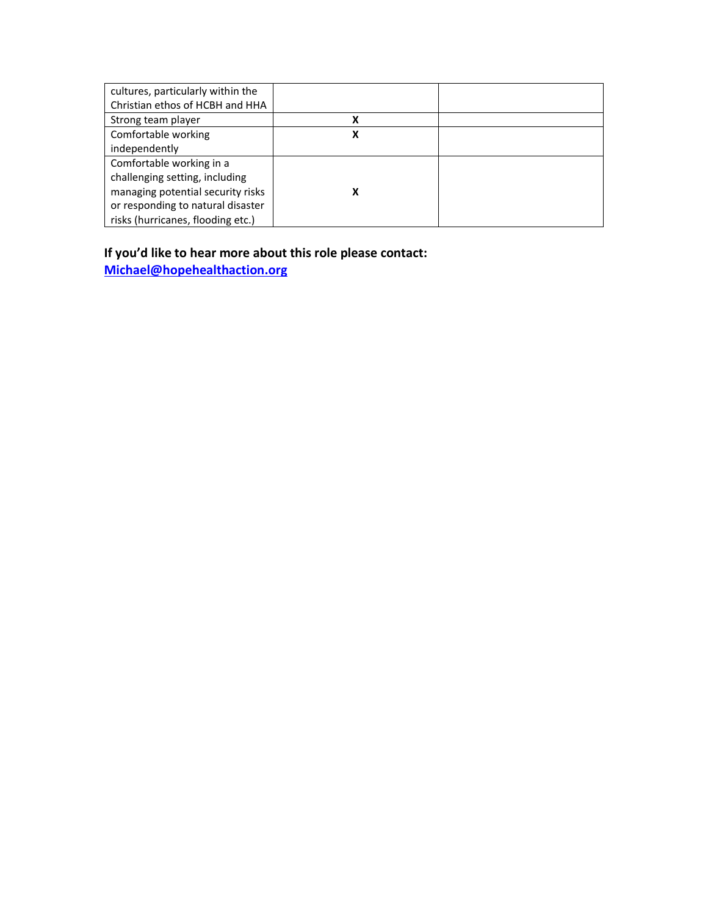| | | |
|---|---|---|
| cultures, particularly within the Christian ethos of HCBH and HHA | | |
| Strong team player | X | |
| Comfortable working independently | X | |
| Comfortable working in a challenging setting, including managing potential security risks or responding to natural disaster risks (hurricanes, flooding etc.) | X | |

**If you'd like to hear more about this role please contact:**
**Michael@hopehealthaction.org**